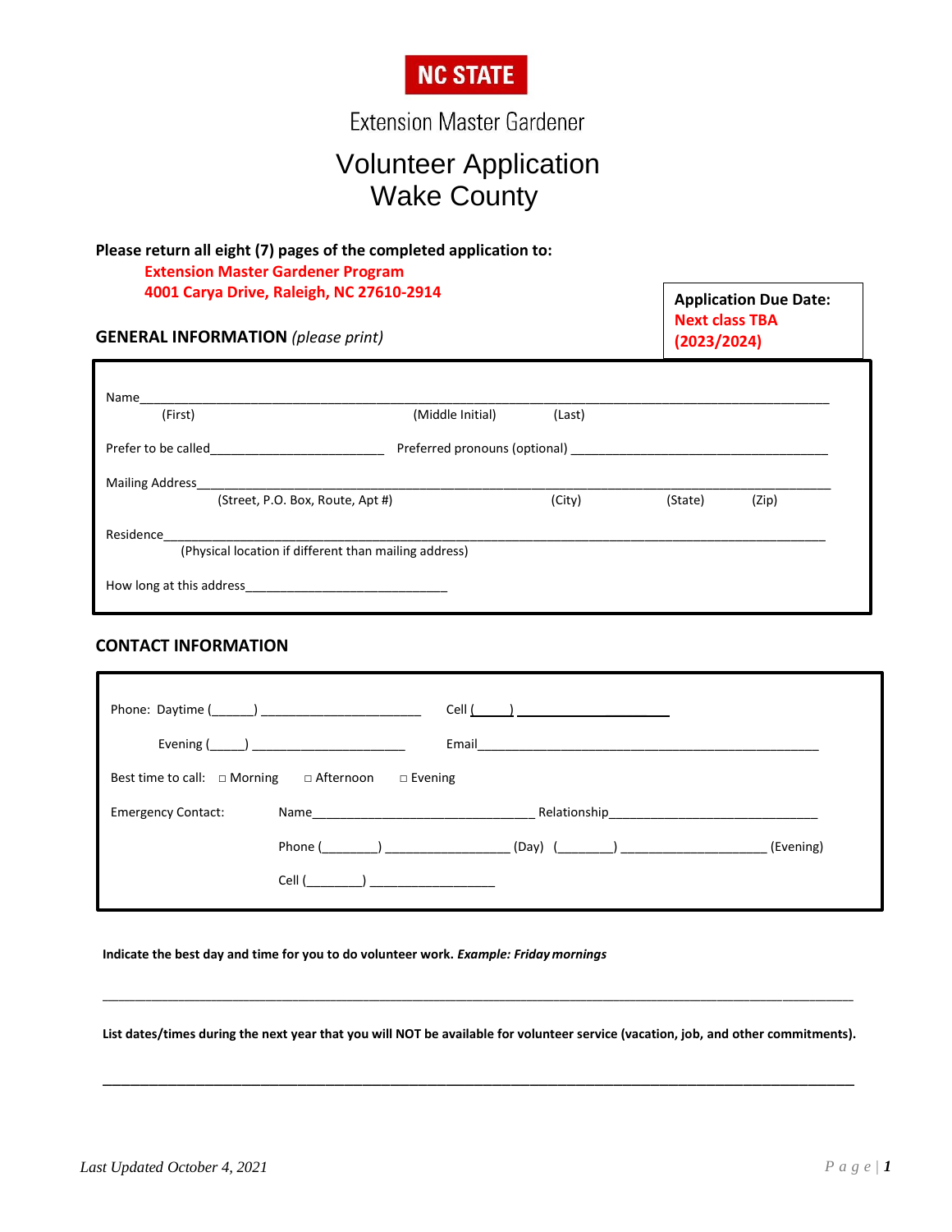**NC STATE**

Extension Master Gardener

# Volunteer Application
# Wake County

**Please return all eight (7) pages of the completed application to:**

**Extension Master Gardener Program**
**4001 Carya Drive, Raleigh, NC 27610-2914**

**Application Due Date:**
**Next class TBA**
**(2023/2024)**

## GENERAL INFORMATION *(please print)*

Name________________________________________________________________________________
(First) (Middle Initial) (Last)

Prefer to be called________________________ Preferred pronouns (optional) ______________________________________

Mailing Address______________________________________________________________________________
(Street, P.O. Box, Route, Apt #) (City) (State) (Zip)

Residence____________________________________________________________________________________
(Physical location if different than mailing address)

How long at this address____________________________

## CONTACT INFORMATION

Phone: Daytime (______) _______________________ Cell (_____) ______________________

Evening (_____) ______________________ Email__________________________________________________

Best time to call: □ Morning □ Afternoon □ Evening

Emergency Contact: Name_______________________________ Relationship_____________________________

Phone (________) _________________ (Day) (________) ____________________ (Evening)

Cell (________) _________________

**Indicate the best day and time for you to do volunteer work.** ***Example: Friday mornings***

______________________________________________________________________________________________

**List dates/times during the next year that you will NOT be available for volunteer service (vacation, job, and other commitments).**

______________________________________________________________________________________________

*Last Updated October 4, 2021*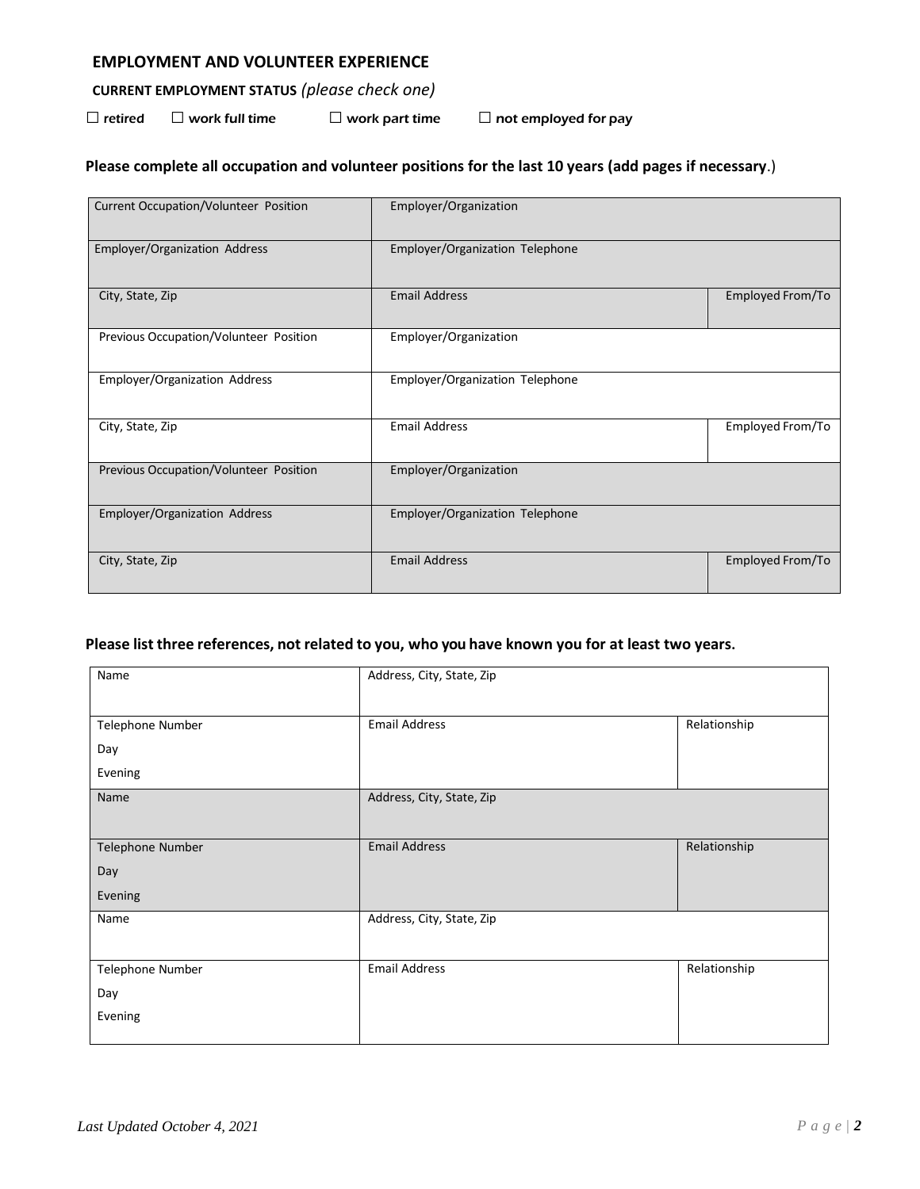## EMPLOYMENT AND VOLUNTEER EXPERIENCE

**CURRENT EMPLOYMENT STATUS** *(please check one)*

☐ retired ☐ work full time ☐ work part time ☐ not employed for pay

**Please complete all occupation and volunteer positions for the last 10 years (add pages if necessary**.)

| Current Occupation/Volunteer Position | Employer/Organization | |
|---|---|---|
| Employer/Organization Address | Employer/Organization Telephone | |
| City, State, Zip | Email Address | Employed From/To |
| Previous Occupation/Volunteer Position | Employer/Organization | |
| Employer/Organization Address | Employer/Organization Telephone | |
| City, State, Zip | Email Address | Employed From/To |
| Previous Occupation/Volunteer Position | Employer/Organization | |
| Employer/Organization Address | Employer/Organization Telephone | |
| City, State, Zip | Email Address | Employed From/To |

**Please list three references, not related to you, who you have known you for at least two years.**

| Name | Address, City, State, Zip | |
|---|---|---|
| Telephone Number<br>Day<br>Evening | Email Address | Relationship |
| Name | Address, City, State, Zip | |
| Telephone Number<br>Day<br>Evening | Email Address | Relationship |
| Name | Address, City, State, Zip | |
| Telephone Number<br>Day<br>Evening | Email Address | Relationship |

*Last Updated October 4, 2021*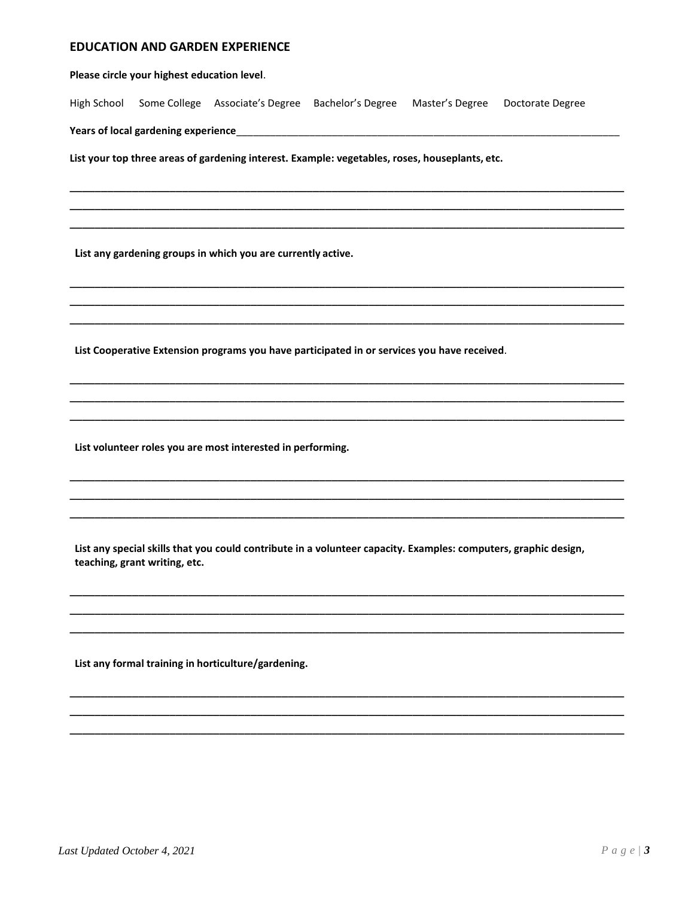## EDUCATION AND GARDEN EXPERIENCE

**Please circle your highest education level**.

High School   Some College   Associate's Degree   Bachelor's Degree   Master's Degree   Doctorate Degree

**Years of local gardening experience**\_\_\_\_\_\_\_\_\_\_\_\_\_\_\_\_\_\_\_\_\_\_\_\_\_\_\_\_\_\_\_\_\_\_\_\_\_\_\_\_

**List your top three areas of gardening interest. Example: vegetables, roses, houseplants, etc.**

\_\_\_\_\_\_\_\_\_\_\_\_\_\_\_\_\_\_\_\_\_\_\_\_\_\_\_\_\_\_\_\_\_\_\_\_\_\_\_\_\_\_\_\_\_\_\_\_\_\_\_\_\_\_\_\_\_\_\_\_

\_\_\_\_\_\_\_\_\_\_\_\_\_\_\_\_\_\_\_\_\_\_\_\_\_\_\_\_\_\_\_\_\_\_\_\_\_\_\_\_\_\_\_\_\_\_\_\_\_\_\_\_\_\_\_\_\_\_\_\_

\_\_\_\_\_\_\_\_\_\_\_\_\_\_\_\_\_\_\_\_\_\_\_\_\_\_\_\_\_\_\_\_\_\_\_\_\_\_\_\_\_\_\_\_\_\_\_\_\_\_\_\_\_\_\_\_\_\_\_\_

**List any gardening groups in which you are currently active.**

\_\_\_\_\_\_\_\_\_\_\_\_\_\_\_\_\_\_\_\_\_\_\_\_\_\_\_\_\_\_\_\_\_\_\_\_\_\_\_\_\_\_\_\_\_\_\_\_\_\_\_\_\_\_\_\_\_\_\_\_

\_\_\_\_\_\_\_\_\_\_\_\_\_\_\_\_\_\_\_\_\_\_\_\_\_\_\_\_\_\_\_\_\_\_\_\_\_\_\_\_\_\_\_\_\_\_\_\_\_\_\_\_\_\_\_\_\_\_\_\_

\_\_\_\_\_\_\_\_\_\_\_\_\_\_\_\_\_\_\_\_\_\_\_\_\_\_\_\_\_\_\_\_\_\_\_\_\_\_\_\_\_\_\_\_\_\_\_\_\_\_\_\_\_\_\_\_\_\_\_\_

**List Cooperative Extension programs you have participated in or services you have received**.

\_\_\_\_\_\_\_\_\_\_\_\_\_\_\_\_\_\_\_\_\_\_\_\_\_\_\_\_\_\_\_\_\_\_\_\_\_\_\_\_\_\_\_\_\_\_\_\_\_\_\_\_\_\_\_\_\_\_\_\_

\_\_\_\_\_\_\_\_\_\_\_\_\_\_\_\_\_\_\_\_\_\_\_\_\_\_\_\_\_\_\_\_\_\_\_\_\_\_\_\_\_\_\_\_\_\_\_\_\_\_\_\_\_\_\_\_\_\_\_\_

\_\_\_\_\_\_\_\_\_\_\_\_\_\_\_\_\_\_\_\_\_\_\_\_\_\_\_\_\_\_\_\_\_\_\_\_\_\_\_\_\_\_\_\_\_\_\_\_\_\_\_\_\_\_\_\_\_\_\_\_

**List volunteer roles you are most interested in performing.**

\_\_\_\_\_\_\_\_\_\_\_\_\_\_\_\_\_\_\_\_\_\_\_\_\_\_\_\_\_\_\_\_\_\_\_\_\_\_\_\_\_\_\_\_\_\_\_\_\_\_\_\_\_\_\_\_\_\_\_\_

\_\_\_\_\_\_\_\_\_\_\_\_\_\_\_\_\_\_\_\_\_\_\_\_\_\_\_\_\_\_\_\_\_\_\_\_\_\_\_\_\_\_\_\_\_\_\_\_\_\_\_\_\_\_\_\_\_\_\_\_

\_\_\_\_\_\_\_\_\_\_\_\_\_\_\_\_\_\_\_\_\_\_\_\_\_\_\_\_\_\_\_\_\_\_\_\_\_\_\_\_\_\_\_\_\_\_\_\_\_\_\_\_\_\_\_\_\_\_\_\_

**List any special skills that you could contribute in a volunteer capacity. Examples: computers, graphic design, teaching, grant writing, etc.**

\_\_\_\_\_\_\_\_\_\_\_\_\_\_\_\_\_\_\_\_\_\_\_\_\_\_\_\_\_\_\_\_\_\_\_\_\_\_\_\_\_\_\_\_\_\_\_\_\_\_\_\_\_\_\_\_\_\_\_\_

\_\_\_\_\_\_\_\_\_\_\_\_\_\_\_\_\_\_\_\_\_\_\_\_\_\_\_\_\_\_\_\_\_\_\_\_\_\_\_\_\_\_\_\_\_\_\_\_\_\_\_\_\_\_\_\_\_\_\_\_

\_\_\_\_\_\_\_\_\_\_\_\_\_\_\_\_\_\_\_\_\_\_\_\_\_\_\_\_\_\_\_\_\_\_\_\_\_\_\_\_\_\_\_\_\_\_\_\_\_\_\_\_\_\_\_\_\_\_\_\_

**List any formal training in horticulture/gardening.**

\_\_\_\_\_\_\_\_\_\_\_\_\_\_\_\_\_\_\_\_\_\_\_\_\_\_\_\_\_\_\_\_\_\_\_\_\_\_\_\_\_\_\_\_\_\_\_\_\_\_\_\_\_\_\_\_\_\_\_\_

\_\_\_\_\_\_\_\_\_\_\_\_\_\_\_\_\_\_\_\_\_\_\_\_\_\_\_\_\_\_\_\_\_\_\_\_\_\_\_\_\_\_\_\_\_\_\_\_\_\_\_\_\_\_\_\_\_\_\_\_

\_\_\_\_\_\_\_\_\_\_\_\_\_\_\_\_\_\_\_\_\_\_\_\_\_\_\_\_\_\_\_\_\_\_\_\_\_\_\_\_\_\_\_\_\_\_\_\_\_\_\_\_\_\_\_\_\_\_\_\_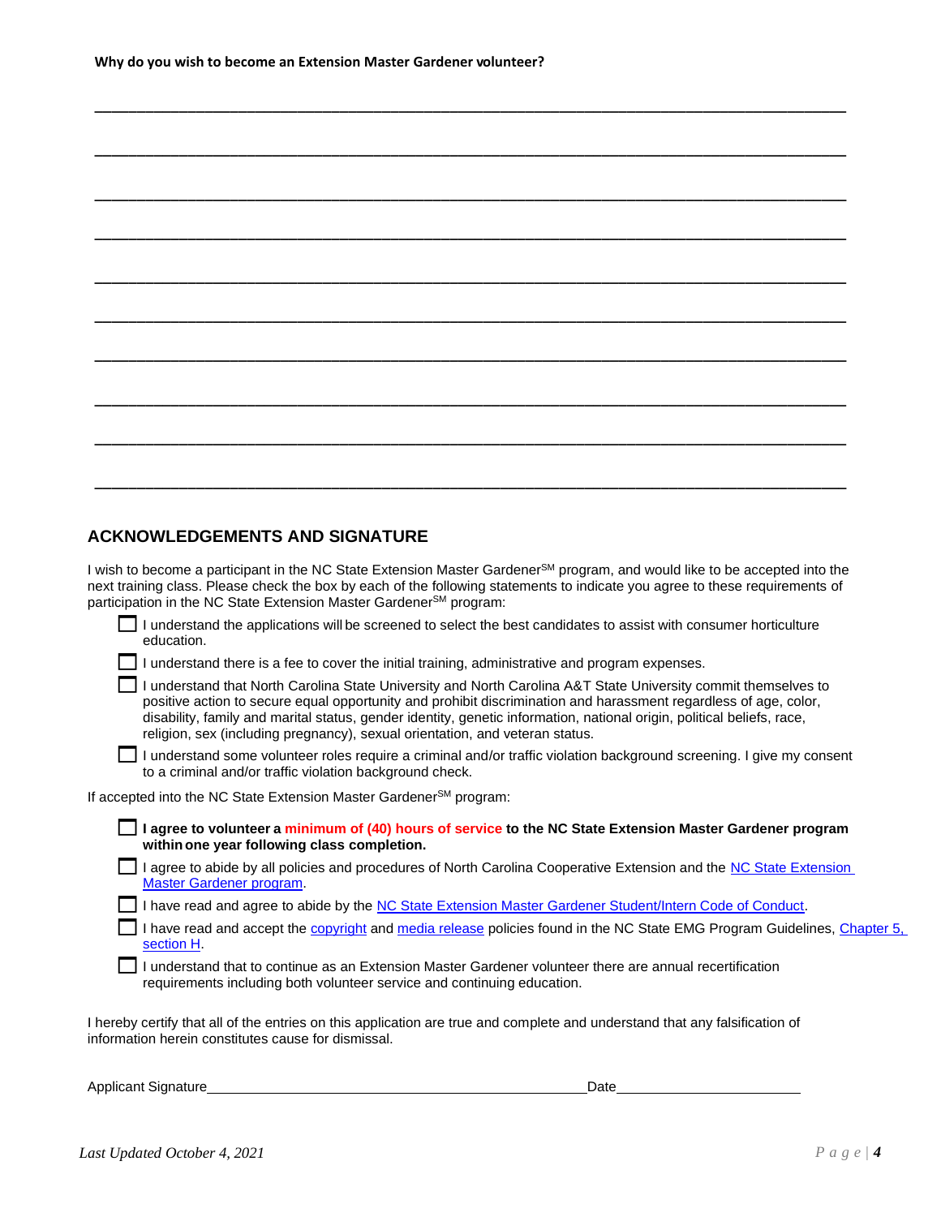**Why do you wish to become an Extension Master Gardener volunteer?**

______________________________________________________________________________

______________________________________________________________________________

______________________________________________________________________________

______________________________________________________________________________

______________________________________________________________________________

______________________________________________________________________________

______________________________________________________________________________

______________________________________________________________________________

______________________________________________________________________________

______________________________________________________________________________

## ACKNOWLEDGEMENTS AND SIGNATURE

I wish to become a participant in the NC State Extension Master Gardener[SM] program, and would like to be accepted into the next training class. Please check the box by each of the following statements to indicate you agree to these requirements of participation in the NC State Extension Master Gardener[SM] program:

- ☐ I understand the applications will be screened to select the best candidates to assist with consumer horticulture education.
- ☐ I understand there is a fee to cover the initial training, administrative and program expenses.
- ☐ I understand that North Carolina State University and North Carolina A&T State University commit themselves to positive action to secure equal opportunity and prohibit discrimination and harassment regardless of age, color, disability, family and marital status, gender identity, genetic information, national origin, political beliefs, race, religion, sex (including pregnancy), sexual orientation, and veteran status.
- ☐ I understand some volunteer roles require a criminal and/or traffic violation background screening. I give my consent to a criminal and/or traffic violation background check.

If accepted into the NC State Extension Master Gardener[SM] program:

- ☐ **I agree to volunteer a minimum of (40) hours of service to the NC State Extension Master Gardener program within one year following class completion.**
- ☐ I agree to abide by all policies and procedures of North Carolina Cooperative Extension and the NC State Extension Master Gardener program.
- ☐ I have read and agree to abide by the NC State Extension Master Gardener Student/Intern Code of Conduct.
- ☐ I have read and accept the copyright and media release policies found in the NC State EMG Program Guidelines, Chapter 5, section H.
- ☐ I understand that to continue as an Extension Master Gardener volunteer there are annual recertification requirements including both volunteer service and continuing education.

I hereby certify that all of the entries on this application are true and complete and understand that any falsification of information herein constitutes cause for dismissal.

Applicant Signature______________________________________________Date______________________

*Last Updated October 4, 2021*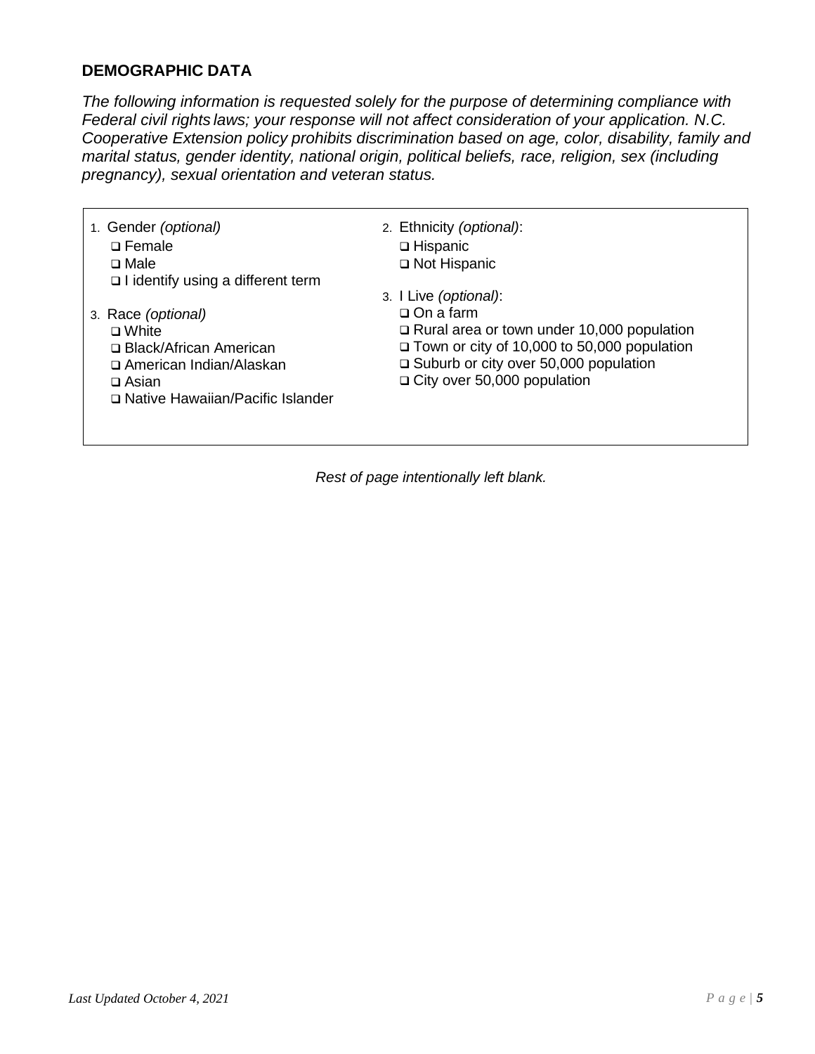## DEMOGRAPHIC DATA

*The following information is requested solely for the purpose of determining compliance with Federal civil rights laws; your response will not affect consideration of your application. N.C. Cooperative Extension policy prohibits discrimination based on age, color, disability, family and marital status, gender identity, national origin, political beliefs, race, religion, sex (including pregnancy), sexual orientation and veteran status.*

1. Gender *(optional)*
   - ❑ Female
   - ❑ Male
   - ❑ I identify using a different term

2. Ethnicity *(optional)*:
   - ❑ Hispanic
   - ❑ Not Hispanic

3. Race *(optional)*
   - ❑ White
   - ❑ Black/African American
   - ❑ American Indian/Alaskan
   - ❑ Asian
   - ❑ Native Hawaiian/Pacific Islander

4. I Live *(optional)*:
   - ❑ On a farm
   - ❑ Rural area or town under 10,000 population
   - ❑ Town or city of 10,000 to 50,000 population
   - ❑ Suburb or city over 50,000 population
   - ❑ City over 50,000 population

*Rest of page intentionally left blank.*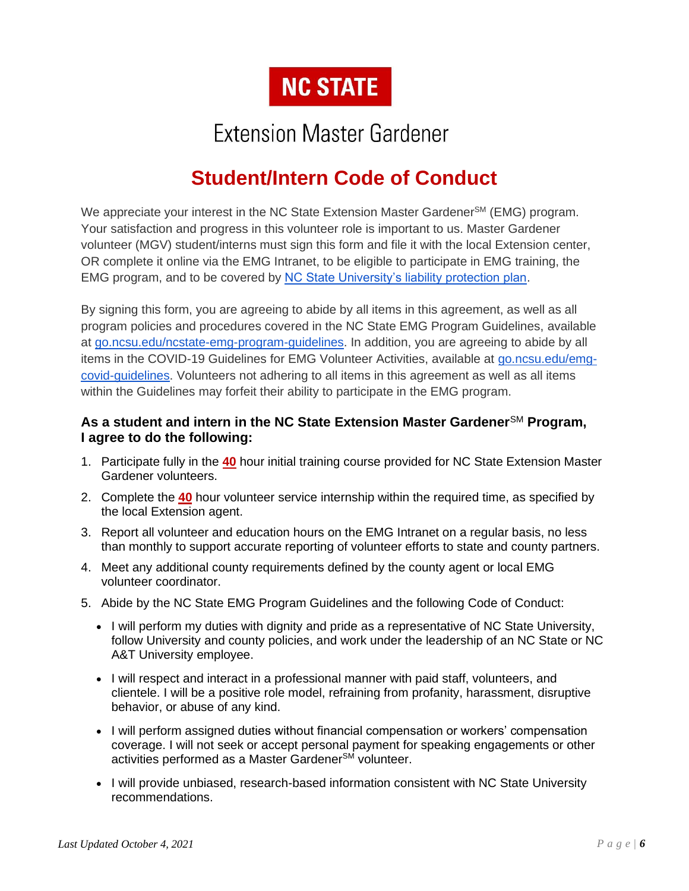NC STATE

Extension Master Gardener

# Student/Intern Code of Conduct

We appreciate your interest in the NC State Extension Master Gardener[SM] (EMG) program. Your satisfaction and progress in this volunteer role is important to us. Master Gardener volunteer (MGV) student/interns must sign this form and file it with the local Extension center, OR complete it online via the EMG Intranet, to be eligible to participate in EMG training, the EMG program, and to be covered by [NC State University's liability protection plan](#).

By signing this form, you are agreeing to abide by all items in this agreement, as well as all program policies and procedures covered in the NC State EMG Program Guidelines, available at [go.ncsu.edu/ncstate-emg-program-guidelines](#). In addition, you are agreeing to abide by all items in the COVID-19 Guidelines for EMG Volunteer Activities, available at [go.ncsu.edu/emg-covid-guidelines](#). Volunteers not adhering to all items in this agreement as well as all items within the Guidelines may forfeit their ability to participate in the EMG program.

### As a student and intern in the NC State Extension Master Gardener[SM] Program, I agree to do the following:

1. Participate fully in the **40** hour initial training course provided for NC State Extension Master Gardener volunteers.
2. Complete the **40** hour volunteer service internship within the required time, as specified by the local Extension agent.
3. Report all volunteer and education hours on the EMG Intranet on a regular basis, no less than monthly to support accurate reporting of volunteer efforts to state and county partners.
4. Meet any additional county requirements defined by the county agent or local EMG volunteer coordinator.
5. Abide by the NC State EMG Program Guidelines and the following Code of Conduct:
   - I will perform my duties with dignity and pride as a representative of NC State University, follow University and county policies, and work under the leadership of an NC State or NC A&T University employee.
   - I will respect and interact in a professional manner with paid staff, volunteers, and clientele. I will be a positive role model, refraining from profanity, harassment, disruptive behavior, or abuse of any kind.
   - I will perform assigned duties without financial compensation or workers' compensation coverage. I will not seek or accept personal payment for speaking engagements or other activities performed as a Master Gardener[SM] volunteer.
   - I will provide unbiased, research-based information consistent with NC State University recommendations.

*Last Updated October 4, 2021*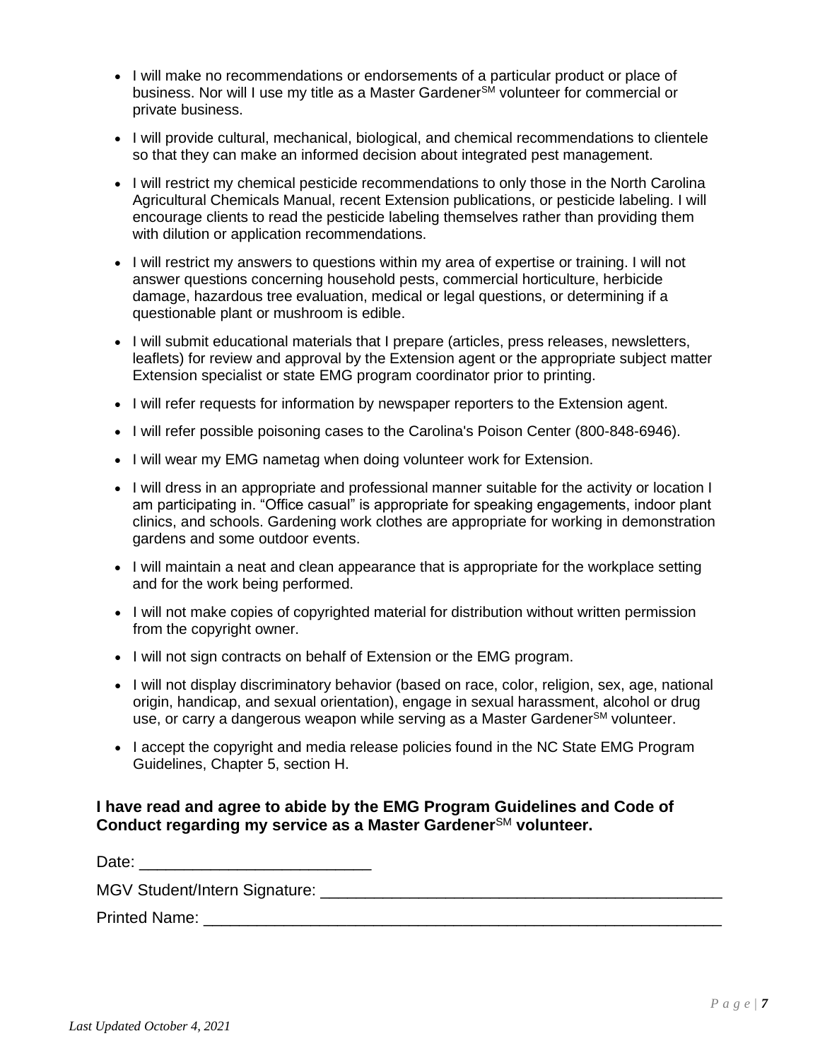- I will make no recommendations or endorsements of a particular product or place of business. Nor will I use my title as a Master Gardener℠ volunteer for commercial or private business.
- I will provide cultural, mechanical, biological, and chemical recommendations to clientele so that they can make an informed decision about integrated pest management.
- I will restrict my chemical pesticide recommendations to only those in the North Carolina Agricultural Chemicals Manual, recent Extension publications, or pesticide labeling. I will encourage clients to read the pesticide labeling themselves rather than providing them with dilution or application recommendations.
- I will restrict my answers to questions within my area of expertise or training. I will not answer questions concerning household pests, commercial horticulture, herbicide damage, hazardous tree evaluation, medical or legal questions, or determining if a questionable plant or mushroom is edible.
- I will submit educational materials that I prepare (articles, press releases, newsletters, leaflets) for review and approval by the Extension agent or the appropriate subject matter Extension specialist or state EMG program coordinator prior to printing.
- I will refer requests for information by newspaper reporters to the Extension agent.
- I will refer possible poisoning cases to the Carolina's Poison Center (800-848-6946).
- I will wear my EMG nametag when doing volunteer work for Extension.
- I will dress in an appropriate and professional manner suitable for the activity or location I am participating in. "Office casual" is appropriate for speaking engagements, indoor plant clinics, and schools. Gardening work clothes are appropriate for working in demonstration gardens and some outdoor events.
- I will maintain a neat and clean appearance that is appropriate for the workplace setting and for the work being performed.
- I will not make copies of copyrighted material for distribution without written permission from the copyright owner.
- I will not sign contracts on behalf of Extension or the EMG program.
- I will not display discriminatory behavior (based on race, color, religion, sex, age, national origin, handicap, and sexual orientation), engage in sexual harassment, alcohol or drug use, or carry a dangerous weapon while serving as a Master Gardener℠ volunteer.
- I accept the copyright and media release policies found in the NC State EMG Program Guidelines, Chapter 5, section H.

**I have read and agree to abide by the EMG Program Guidelines and Code of Conduct regarding my service as a Master Gardener℠ volunteer.**

Date: __________________________

MGV Student/Intern Signature: ______________________________________________

Printed Name: ___________________________________________________________

*Last Updated October 4, 2021*